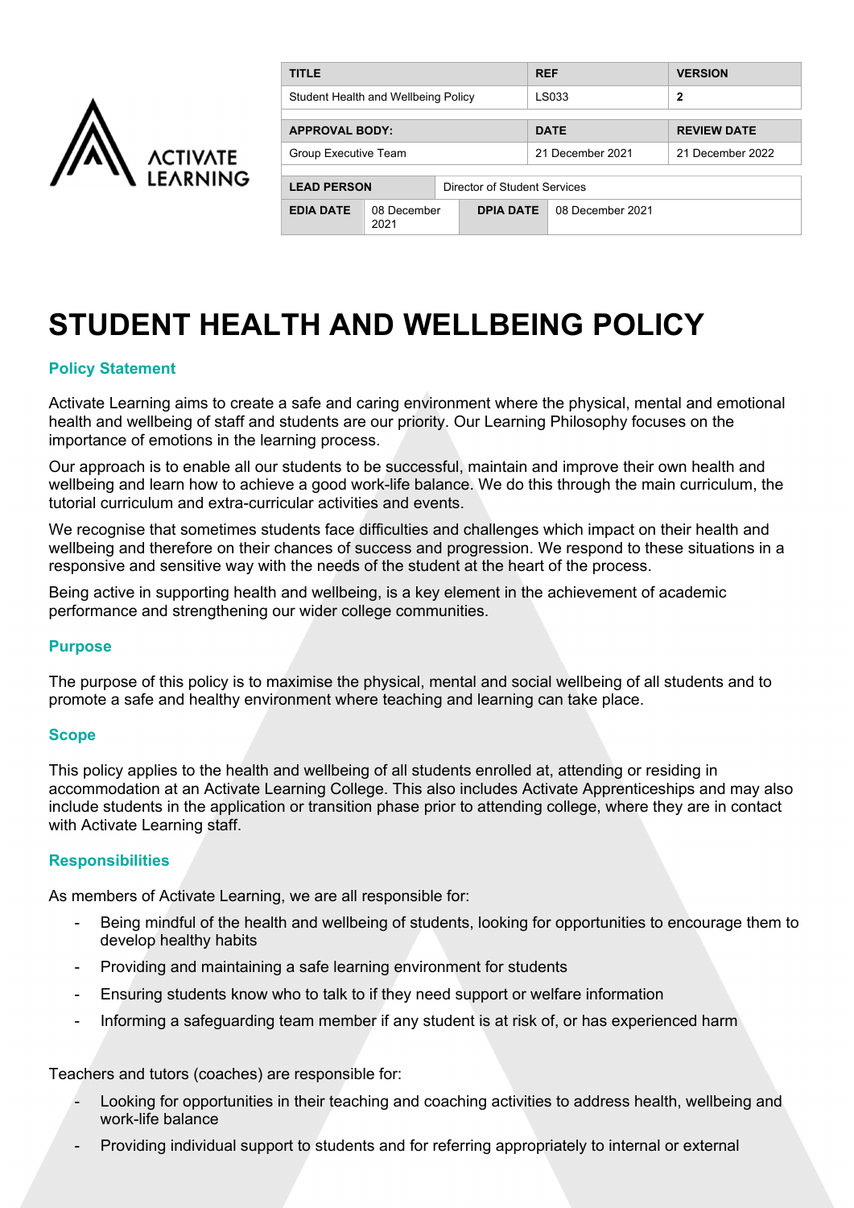| TITLE | | | REF | VERSION |
| --- | --- | --- | --- | --- |
| Student Health and Wellbeing Policy | | | LS033 | **2** |
| **APPROVAL BODY:** | | | **DATE** | **REVIEW DATE** |
| Group Executive Team | | | 21 December 2021 | 21 December 2022 |
| **LEAD PERSON** | Director of Student Services | | | |
| **EDIA DATE** | 08 December 2021 | **DPIA DATE** | 08 December 2021 | |

# STUDENT HEALTH AND WELLBEING POLICY

## Policy Statement

Activate Learning aims to create a safe and caring environment where the physical, mental and emotional health and wellbeing of staff and students are our priority. Our Learning Philosophy focuses on the importance of emotions in the learning process.

Our approach is to enable all our students to be successful, maintain and improve their own health and wellbeing and learn how to achieve a good work-life balance. We do this through the main curriculum, the tutorial curriculum and extra-curricular activities and events.

We recognise that sometimes students face difficulties and challenges which impact on their health and wellbeing and therefore on their chances of success and progression. We respond to these situations in a responsive and sensitive way with the needs of the student at the heart of the process.

Being active in supporting health and wellbeing, is a key element in the achievement of academic performance and strengthening our wider college communities.

## Purpose

The purpose of this policy is to maximise the physical, mental and social wellbeing of all students and to promote a safe and healthy environment where teaching and learning can take place.

## Scope

This policy applies to the health and wellbeing of all students enrolled at, attending or residing in accommodation at an Activate Learning College. This also includes Activate Apprenticeships and may also include students in the application or transition phase prior to attending college, where they are in contact with Activate Learning staff.

## Responsibilities

As members of Activate Learning, we are all responsible for:

- Being mindful of the health and wellbeing of students, looking for opportunities to encourage them to develop healthy habits
- Providing and maintaining a safe learning environment for students
- Ensuring students know who to talk to if they need support or welfare information
- Informing a safeguarding team member if any student is at risk of, or has experienced harm

Teachers and tutors (coaches) are responsible for:

- Looking for opportunities in their teaching and coaching activities to address health, wellbeing and work-life balance
- Providing individual support to students and for referring appropriately to internal or external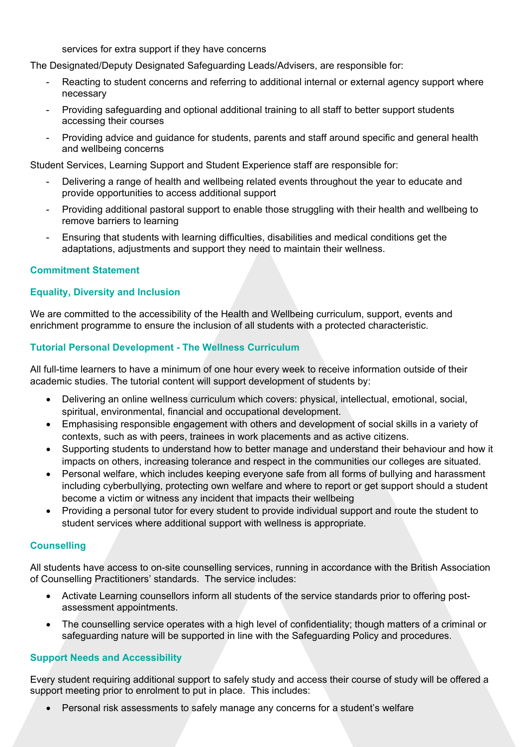services for extra support if they have concerns

The Designated/Deputy Designated Safeguarding Leads/Advisers, are responsible for:

- Reacting to student concerns and referring to additional internal or external agency support where necessary
- Providing safeguarding and optional additional training to all staff to better support students accessing their courses
- Providing advice and guidance for students, parents and staff around specific and general health and wellbeing concerns

Student Services, Learning Support and Student Experience staff are responsible for:

- Delivering a range of health and wellbeing related events throughout the year to educate and provide opportunities to access additional support
- Providing additional pastoral support to enable those struggling with their health and wellbeing to remove barriers to learning
- Ensuring that students with learning difficulties, disabilities and medical conditions get the adaptations, adjustments and support they need to maintain their wellness.

## Commitment Statement

### Equality, Diversity and Inclusion

We are committed to the accessibility of the Health and Wellbeing curriculum, support, events and enrichment programme to ensure the inclusion of all students with a protected characteristic.

### Tutorial Personal Development - The Wellness Curriculum

All full-time learners to have a minimum of one hour every week to receive information outside of their academic studies. The tutorial content will support development of students by:

- Delivering an online wellness curriculum which covers: physical, intellectual, emotional, social, spiritual, environmental, financial and occupational development.
- Emphasising responsible engagement with others and development of social skills in a variety of contexts, such as with peers, trainees in work placements and as active citizens.
- Supporting students to understand how to better manage and understand their behaviour and how it impacts on others, increasing tolerance and respect in the communities our colleges are situated.
- Personal welfare, which includes keeping everyone safe from all forms of bullying and harassment including cyberbullying, protecting own welfare and where to report or get support should a student become a victim or witness any incident that impacts their wellbeing
- Providing a personal tutor for every student to provide individual support and route the student to student services where additional support with wellness is appropriate.

### Counselling

All students have access to on-site counselling services, running in accordance with the British Association of Counselling Practitioners' standards. The service includes:

- Activate Learning counsellors inform all students of the service standards prior to offering post-assessment appointments.
- The counselling service operates with a high level of confidentiality; though matters of a criminal or safeguarding nature will be supported in line with the Safeguarding Policy and procedures.

### Support Needs and Accessibility

Every student requiring additional support to safely study and access their course of study will be offered a support meeting prior to enrolment to put in place. This includes:

- Personal risk assessments to safely manage any concerns for a student's welfare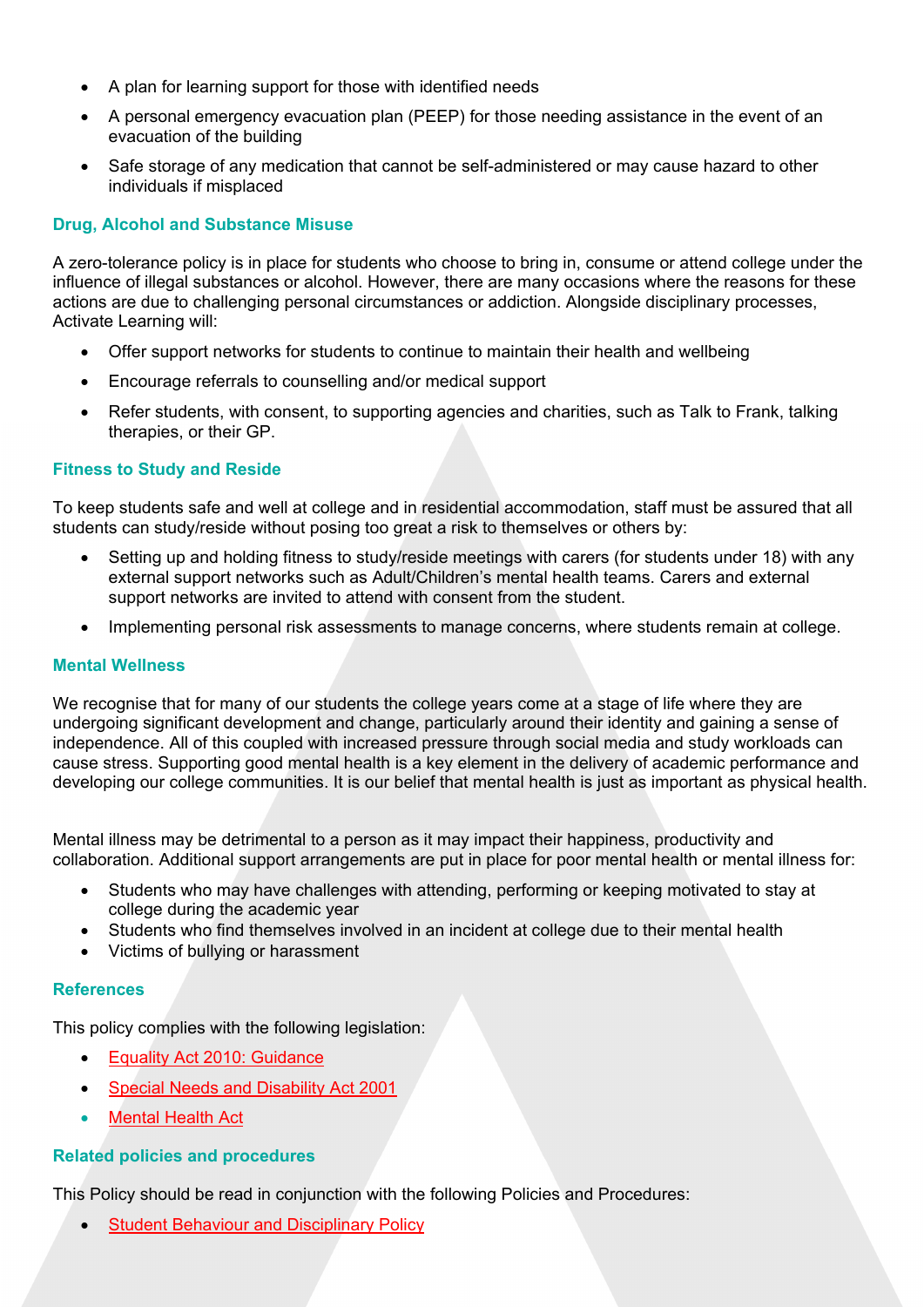- A plan for learning support for those with identified needs
- A personal emergency evacuation plan (PEEP) for those needing assistance in the event of an evacuation of the building
- Safe storage of any medication that cannot be self-administered or may cause hazard to other individuals if misplaced

### Drug, Alcohol and Substance Misuse

A zero-tolerance policy is in place for students who choose to bring in, consume or attend college under the influence of illegal substances or alcohol. However, there are many occasions where the reasons for these actions are due to challenging personal circumstances or addiction. Alongside disciplinary processes, Activate Learning will:

- Offer support networks for students to continue to maintain their health and wellbeing
- Encourage referrals to counselling and/or medical support
- Refer students, with consent, to supporting agencies and charities, such as Talk to Frank, talking therapies, or their GP.

### Fitness to Study and Reside

To keep students safe and well at college and in residential accommodation, staff must be assured that all students can study/reside without posing too great a risk to themselves or others by:

- Setting up and holding fitness to study/reside meetings with carers (for students under 18) with any external support networks such as Adult/Children's mental health teams. Carers and external support networks are invited to attend with consent from the student.
- Implementing personal risk assessments to manage concerns, where students remain at college.

### Mental Wellness

We recognise that for many of our students the college years come at a stage of life where they are undergoing significant development and change, particularly around their identity and gaining a sense of independence. All of this coupled with increased pressure through social media and study workloads can cause stress. Supporting good mental health is a key element in the delivery of academic performance and developing our college communities. It is our belief that mental health is just as important as physical health.

Mental illness may be detrimental to a person as it may impact their happiness, productivity and collaboration. Additional support arrangements are put in place for poor mental health or mental illness for:

- Students who may have challenges with attending, performing or keeping motivated to stay at college during the academic year
- Students who find themselves involved in an incident at college due to their mental health
- Victims of bullying or harassment

### References

This policy complies with the following legislation:

- Equality Act 2010: Guidance
- Special Needs and Disability Act 2001
- Mental Health Act

### Related policies and procedures

This Policy should be read in conjunction with the following Policies and Procedures:

- Student Behaviour and Disciplinary Policy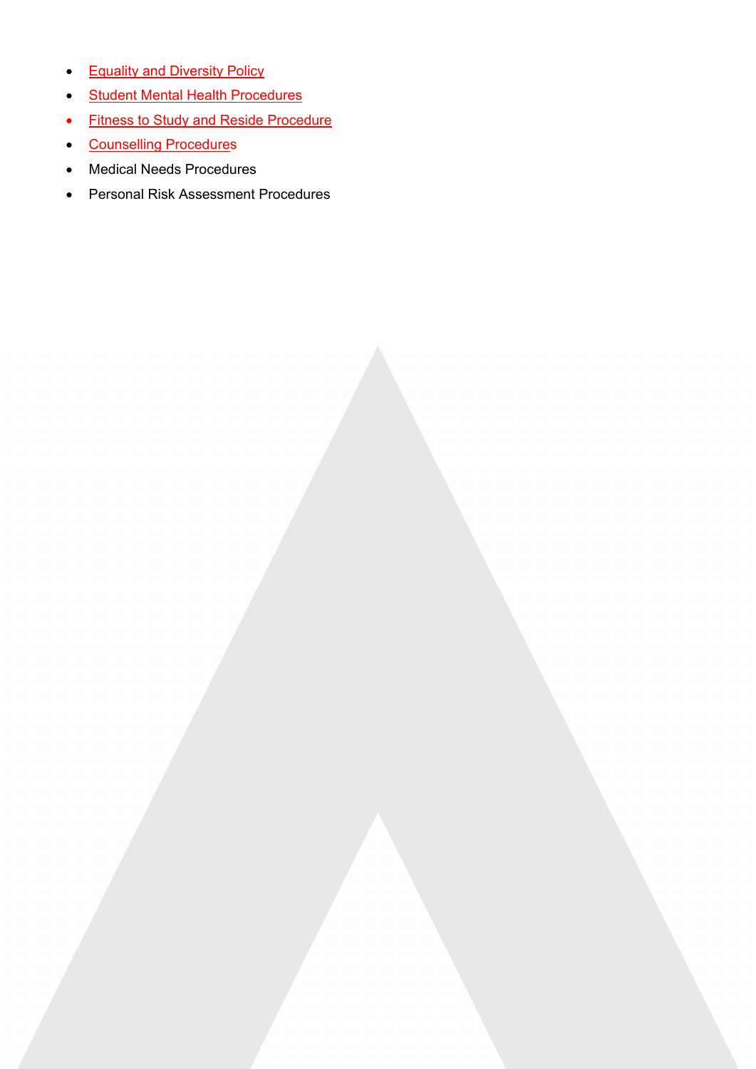- Equality and Diversity Policy
- Student Mental Health Procedures
- Fitness to Study and Reside Procedure
- Counselling Procedures
- Medical Needs Procedures
- Personal Risk Assessment Procedures